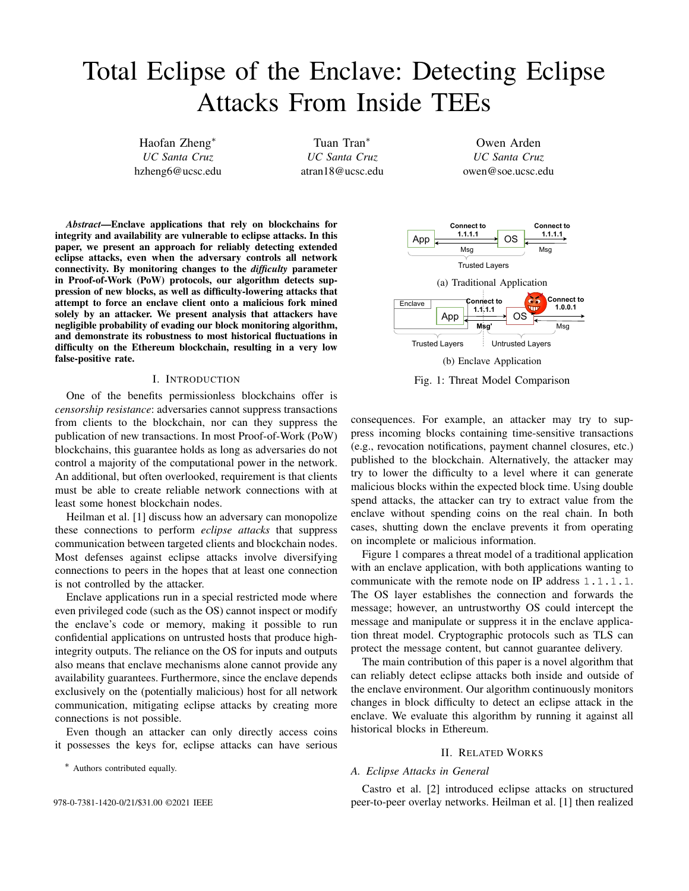# Total Eclipse of the Enclave: Detecting Eclipse Attacks From Inside TEEs

Haofan Zheng*
*UC Santa Cruz*
hzheng6@ucsc.edu

Tuan Tran*
*UC Santa Cruz*
atran18@ucsc.edu

Owen Arden
*UC Santa Cruz*
owen@soe.ucsc.edu

***Abstract*—Enclave applications that rely on blockchains for integrity and availability are vulnerable to eclipse attacks. In this paper, we present an approach for reliably detecting extended eclipse attacks, even when the adversary controls all network connectivity. By monitoring changes to the *difficulty* parameter in Proof-of-Work (PoW) protocols, our algorithm detects suppression of new blocks, as well as difficulty-lowering attacks that attempt to force an enclave client onto a malicious fork mined solely by an attacker. We present analysis that attackers have negligible probability of evading our block monitoring algorithm, and demonstrate its robustness to most historical fluctuations in difficulty on the Ethereum blockchain, resulting in a very low false-positive rate.**

## I. Introduction

One of the benefits permissionless blockchains offer is *censorship resistance*: adversaries cannot suppress transactions from clients to the blockchain, nor can they suppress the publication of new transactions. In most Proof-of-Work (PoW) blockchains, this guarantee holds as long as adversaries do not control a majority of the computational power in the network. An additional, but often overlooked, requirement is that clients must be able to create reliable network connections with at least some honest blockchain nodes.

Heilman et al. [1] discuss how an adversary can monopolize these connections to perform *eclipse attacks* that suppress communication between targeted clients and blockchain nodes. Most defenses against eclipse attacks involve diversifying connections to peers in the hopes that at least one connection is not controlled by the attacker.

Enclave applications run in a special restricted mode where even privileged code (such as the OS) cannot inspect or modify the enclave's code or memory, making it possible to run confidential applications on untrusted hosts that produce high-integrity outputs. The reliance on the OS for inputs and outputs also means that enclave mechanisms alone cannot provide any availability guarantees. Furthermore, since the enclave depends exclusively on the (potentially malicious) host for all network communication, mitigating eclipse attacks by creating more connections is not possible.

Even though an attacker can only directly access coins it possesses the keys for, eclipse attacks can have serious consequences. For example, an attacker may try to suppress incoming blocks containing time-sensitive transactions (e.g., revocation notifications, payment channel closures, etc.) published to the blockchain. Alternatively, the attacker may try to lower the difficulty to a level where it can generate malicious blocks within the expected block time. Using double spend attacks, the attacker can try to extract value from the enclave without spending coins on the real chain. In both cases, shutting down the enclave prevents it from operating on incomplete or malicious information.

(a) Traditional Application

(b) Enclave Application

Fig. 1: Threat Model Comparison

Figure 1 compares a threat model of a traditional application with an enclave application, with both applications wanting to communicate with the remote node on IP address `1.1.1.1`. The OS layer establishes the connection and forwards the message; however, an untrustworthy OS could intercept the message and manipulate or suppress it in the enclave application threat model. Cryptographic protocols such as TLS can protect the message content, but cannot guarantee delivery.

The main contribution of this paper is a novel algorithm that can reliably detect eclipse attacks both inside and outside of the enclave environment. Our algorithm continuously monitors changes in block difficulty to detect an eclipse attack in the enclave. We evaluate this algorithm by running it against all historical blocks in Ethereum.

## II. Related Works

### A. Eclipse Attacks in General

Castro et al. [2] introduced eclipse attacks on structured peer-to-peer overlay networks. Heilman et al. [1] then realized

* Authors contributed equally.

978-0-7381-1420-0/21/$31.00 ©2021 IEEE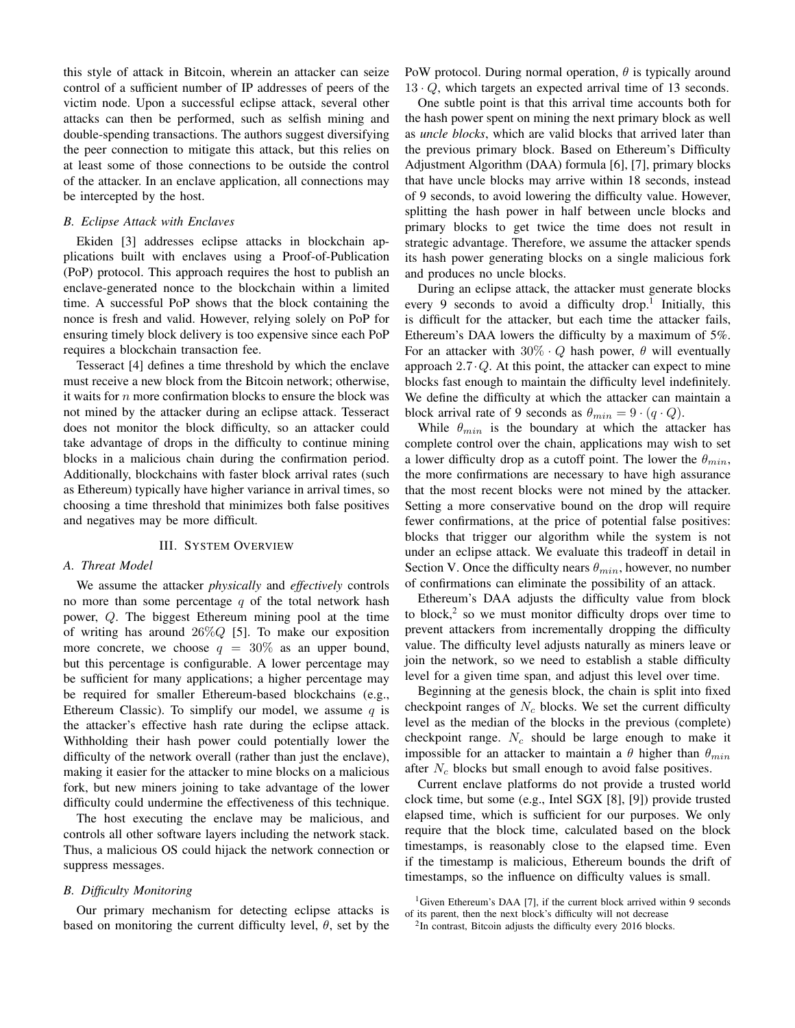this style of attack in Bitcoin, wherein an attacker can seize control of a sufficient number of IP addresses of peers of the victim node. Upon a successful eclipse attack, several other attacks can then be performed, such as selfish mining and double-spending transactions. The authors suggest diversifying the peer connection to mitigate this attack, but this relies on at least some of those connections to be outside the control of the attacker. In an enclave application, all connections may be intercepted by the host.

### B. Eclipse Attack with Enclaves

Ekiden [3] addresses eclipse attacks in blockchain applications built with enclaves using a Proof-of-Publication (PoP) protocol. This approach requires the host to publish an enclave-generated nonce to the blockchain within a limited time. A successful PoP shows that the block containing the nonce is fresh and valid. However, relying solely on PoP for ensuring timely block delivery is too expensive since each PoP requires a blockchain transaction fee.

Tesseract [4] defines a time threshold by which the enclave must receive a new block from the Bitcoin network; otherwise, it waits for $n$ more confirmation blocks to ensure the block was not mined by the attacker during an eclipse attack. Tesseract does not monitor the block difficulty, so an attacker could take advantage of drops in the difficulty to continue mining blocks in a malicious chain during the confirmation period. Additionally, blockchains with faster block arrival rates (such as Ethereum) typically have higher variance in arrival times, so choosing a time threshold that minimizes both false positives and negatives may be more difficult.

## III. System Overview

### A. Threat Model

We assume the attacker *physically* and *effectively* controls no more than some percentage $q$ of the total network hash power, $Q$. The biggest Ethereum mining pool at the time of writing has around $26\%Q$ [5]. To make our exposition more concrete, we choose $q = 30\%$ as an upper bound, but this percentage is configurable. A lower percentage may be sufficient for many applications; a higher percentage may be required for smaller Ethereum-based blockchains (e.g., Ethereum Classic). To simplify our model, we assume $q$ is the attacker's effective hash rate during the eclipse attack. Withholding their hash power could potentially lower the difficulty of the network overall (rather than just the enclave), making it easier for the attacker to mine blocks on a malicious fork, but new miners joining to take advantage of the lower difficulty could undermine the effectiveness of this technique.

The host executing the enclave may be malicious, and controls all other software layers including the network stack. Thus, a malicious OS could hijack the network connection or suppress messages.

### B. Difficulty Monitoring

Our primary mechanism for detecting eclipse attacks is based on monitoring the current difficulty level, $\theta$, set by the PoW protocol. During normal operation, $\theta$ is typically around $13 \cdot Q$, which targets an expected arrival time of 13 seconds.

One subtle point is that this arrival time accounts both for the hash power spent on mining the next primary block as well as *uncle blocks*, which are valid blocks that arrived later than the previous primary block. Based on Ethereum's Difficulty Adjustment Algorithm (DAA) formula [6], [7], primary blocks that have uncle blocks may arrive within 18 seconds, instead of 9 seconds, to avoid lowering the difficulty value. However, splitting the hash power in half between uncle blocks and primary blocks to get twice the time does not result in strategic advantage. Therefore, we assume the attacker spends its hash power generating blocks on a single malicious fork and produces no uncle blocks.

During an eclipse attack, the attacker must generate blocks every 9 seconds to avoid a difficulty drop.[1] Initially, this is difficult for the attacker, but each time the attacker fails, Ethereum's DAA lowers the difficulty by a maximum of 5%. For an attacker with $30\% \cdot Q$ hash power, $\theta$ will eventually approach $2.7 \cdot Q$. At this point, the attacker can expect to mine blocks fast enough to maintain the difficulty level indefinitely. We define the difficulty at which the attacker can maintain a block arrival rate of 9 seconds as $\theta_{min} = 9 \cdot (q \cdot Q)$.

While $\theta_{min}$ is the boundary at which the attacker has complete control over the chain, applications may wish to set a lower difficulty drop as a cutoff point. The lower the $\theta_{min}$, the more confirmations are necessary to have high assurance that the most recent blocks were not mined by the attacker. Setting a more conservative bound on the drop will require fewer confirmations, at the price of potential false positives: blocks that trigger our algorithm while the system is not under an eclipse attack. We evaluate this tradeoff in detail in Section V. Once the difficulty nears $\theta_{min}$, however, no number of confirmations can eliminate the possibility of an attack.

Ethereum's DAA adjusts the difficulty value from block to block,[2] so we must monitor difficulty drops over time to prevent attackers from incrementally dropping the difficulty value. The difficulty level adjusts naturally as miners leave or join the network, so we need to establish a stable difficulty level for a given time span, and adjust this level over time.

Beginning at the genesis block, the chain is split into fixed checkpoint ranges of $N_c$ blocks. We set the current difficulty level as the median of the blocks in the previous (complete) checkpoint range. $N_c$ should be large enough to make it impossible for an attacker to maintain a $\theta$ higher than $\theta_{min}$ after $N_c$ blocks but small enough to avoid false positives.

Current enclave platforms do not provide a trusted world clock time, but some (e.g., Intel SGX [8], [9]) provide trusted elapsed time, which is sufficient for our purposes. We only require that the block time, calculated based on the block timestamps, is reasonably close to the elapsed time. Even if the timestamp is malicious, Ethereum bounds the drift of timestamps, so the influence on difficulty values is small.

[1] Given Ethereum's DAA [7], if the current block arrived within 9 seconds of its parent, then the next block's difficulty will not decrease

[2] In contrast, Bitcoin adjusts the difficulty every 2016 blocks.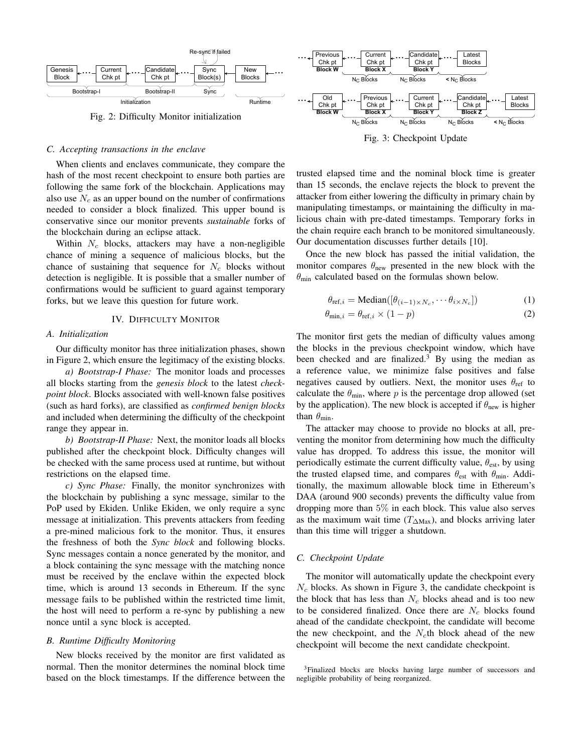Fig. 2: Difficulty Monitor initialization

Fig. 3: Checkpoint Update

### C. Accepting transactions in the enclave

When clients and enclaves communicate, they compare the hash of the most recent checkpoint to ensure both parties are following the same fork of the blockchain. Applications may also use $N_c$ as an upper bound on the number of confirmations needed to consider a block finalized. This upper bound is conservative since our monitor prevents *sustainable* forks of the blockchain during an eclipse attack.

Within $N_c$ blocks, attackers may have a non-negligible chance of mining a sequence of malicious blocks, but the chance of sustaining that sequence for $N_c$ blocks without detection is negligible. It is possible that a smaller number of confirmations would be sufficient to guard against temporary forks, but we leave this question for future work.

## IV. Difficulty Monitor

### A. Initialization

Our difficulty monitor has three initialization phases, shown in Figure 2, which ensure the legitimacy of the existing blocks.

*a) Bootstrap-I Phase:* The monitor loads and processes all blocks starting from the *genesis block* to the latest *checkpoint block*. Blocks associated with well-known false positives (such as hard forks), are classified as *confirmed benign blocks* and included when determining the difficulty of the checkpoint range they appear in.

*b) Bootstrap-II Phase:* Next, the monitor loads all blocks published after the checkpoint block. Difficulty changes will be checked with the same process used at runtime, but without restrictions on the elapsed time.

*c) Sync Phase:* Finally, the monitor synchronizes with the blockchain by publishing a sync message, similar to the PoP used by Ekiden. Unlike Ekiden, we only require a sync message at initialization. This prevents attackers from feeding a pre-mined malicious fork to the monitor. Thus, it ensures the freshness of both the *Sync block* and following blocks. Sync messages contain a nonce generated by the monitor, and a block containing the sync message with the matching nonce must be received by the enclave within the expected block time, which is around 13 seconds in Ethereum. If the sync message fails to be published within the restricted time limit, the host will need to perform a re-sync by publishing a new nonce until a sync block is accepted.

### B. Runtime Difficulty Monitoring

New blocks received by the monitor are first validated as normal. Then the monitor determines the nominal block time based on the block timestamps. If the difference between the trusted elapsed time and the nominal block time is greater than 15 seconds, the enclave rejects the block to prevent the attacker from either lowering the difficulty in primary chain by manipulating timestamps, or maintaining the difficulty in malicious chain with pre-dated timestamps. Temporary forks in the chain require each branch to be monitored simultaneously. Our documentation discusses further details [10].

Once the new block has passed the initial validation, the monitor compares $\theta_{\text{new}}$ presented in the new block with the $\theta_{\text{min}}$ calculated based on the formulas shown below.

$$\theta_{\text{ref},i} = \text{Median}([\theta_{(i-1)\times N_c}, \cdots \theta_{i\times N_c}]) \tag{1}$$

$$\theta_{\text{min},i} = \theta_{\text{ref},i} \times (1-p) \tag{2}$$

The monitor first gets the median of difficulty values among the blocks in the previous checkpoint window, which have been checked and are finalized.[3] By using the median as a reference value, we minimize false positives and false negatives caused by outliers. Next, the monitor uses $\theta_{\text{ref}}$ to calculate the $\theta_{\text{min}}$, where $p$ is the percentage drop allowed (set by the application). The new block is accepted if $\theta_{\text{new}}$ is higher than $\theta_{\text{min}}$.

The attacker may choose to provide no blocks at all, preventing the monitor from determining how much the difficulty value has dropped. To address this issue, the monitor will periodically estimate the current difficulty value, $\theta_{\text{est}}$, by using the trusted elapsed time, and compares $\theta_{\text{est}}$ with $\theta_{\text{min}}$. Additionally, the maximum allowable block time in Ethereum's DAA (around 900 seconds) prevents the difficulty value from dropping more than $5\%$ in each block. This value also serves as the maximum wait time ($T_{\Delta\text{Max}}$), and blocks arriving later than this time will trigger a shutdown.

### C. Checkpoint Update

The monitor will automatically update the checkpoint every $N_c$ blocks. As shown in Figure 3, the candidate checkpoint is the block that has less than $N_c$ blocks ahead and is too new to be considered finalized. Once there are $N_c$ blocks found ahead of the candidate checkpoint, the candidate will become the new checkpoint, and the $N_c$th block ahead of the new checkpoint will become the next candidate checkpoint.

[3] Finalized blocks are blocks having large number of successors and negligible probability of being reorganized.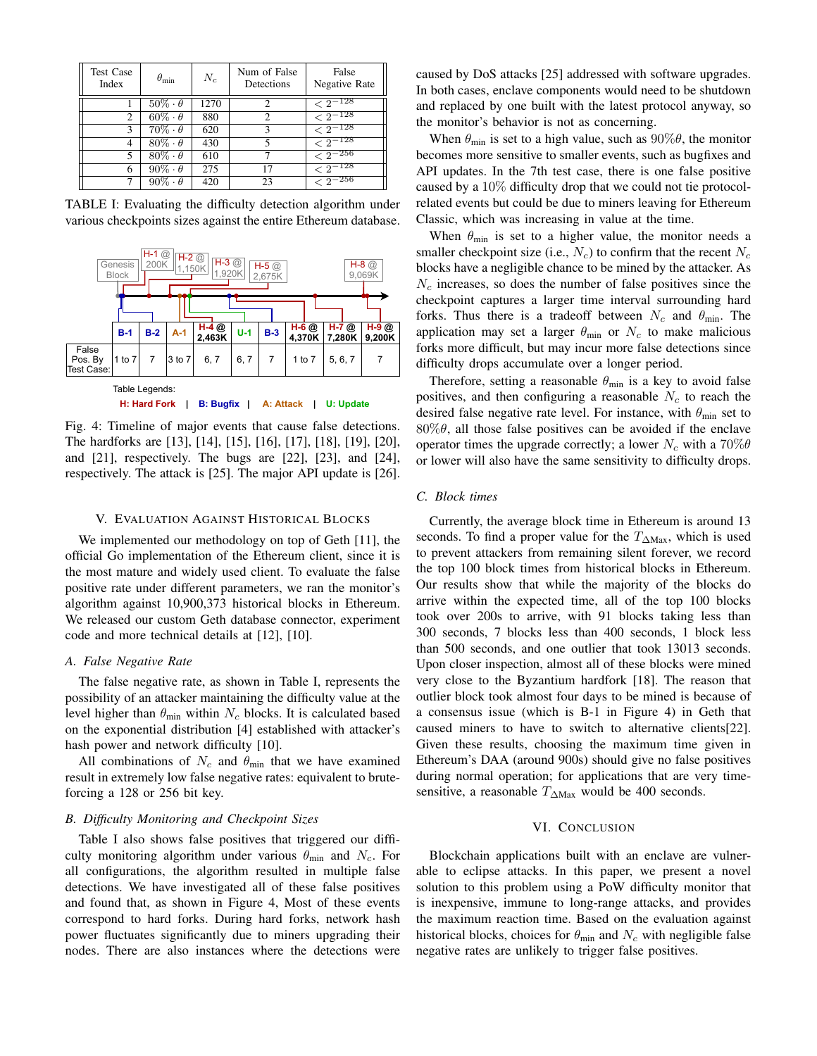| Test Case Index | $\theta_{\min}$ | $N_c$ | Num of False Detections | False Negative Rate |
|---|---|---|---|---|
| 1 | $50\% \cdot \theta$ | 1270 | 2 | $< 2^{-128}$ |
| 2 | $60\% \cdot \theta$ | 880 | 2 | $< 2^{-128}$ |
| 3 | $70\% \cdot \theta$ | 620 | 3 | $< 2^{-128}$ |
| 4 | $80\% \cdot \theta$ | 430 | 5 | $< 2^{-128}$ |
| 5 | $80\% \cdot \theta$ | 610 | 7 | $< 2^{-256}$ |
| 6 | $90\% \cdot \theta$ | 275 | 17 | $< 2^{-128}$ |
| 7 | $90\% \cdot \theta$ | 420 | 23 | $< 2^{-256}$ |

TABLE I: Evaluating the difficulty detection algorithm under various checkpoints sizes against the entire Ethereum database.

| | B-1 | B-2 | A-1 | H-4 @ 2,463K | U-1 | B-3 | H-6 @ 4,370K | H-7 @ 7,280K | H-9 @ 9,200K |
|---|---|---|---|---|---|---|---|---|---|
| False Pos. By Test Case: | 1 to 7 | 7 | 3 to 7 | 6, 7 | 6, 7 | 7 | 1 to 7 | 5, 6, 7 | 7 |

Timeline events: Genesis Block; H-1 @ 200K; H-2 @ 1,150K; H-3 @ 1,920K; H-5 @ 2,675K; H-8 @ 9,069K.

Table Legends: H: Hard Fork | B: Bugfix | A: Attack | U: Update

Fig. 4: Timeline of major events that cause false detections. The hardforks are [13], [14], [15], [16], [17], [18], [19], [20], and [21], respectively. The bugs are [22], [23], and [24], respectively. The attack is [25]. The major API update is [26].

## V. Evaluation Against Historical Blocks

We implemented our methodology on top of Geth [11], the official Go implementation of the Ethereum client, since it is the most mature and widely used client. To evaluate the false positive rate under different parameters, we ran the monitor's algorithm against 10,900,373 historical blocks in Ethereum. We released our custom Geth database connector, experiment code and more technical details at [12], [10].

### A. False Negative Rate

The false negative rate, as shown in Table I, represents the possibility of an attacker maintaining the difficulty value at the level higher than $\theta_{\min}$ within $N_c$ blocks. It is calculated based on the exponential distribution [4] established with attacker's hash power and network difficulty [10].

All combinations of $N_c$ and $\theta_{\min}$ that we have examined result in extremely low false negative rates: equivalent to brute-forcing a 128 or 256 bit key.

### B. Difficulty Monitoring and Checkpoint Sizes

Table I also shows false positives that triggered our difficulty monitoring algorithm under various $\theta_{\min}$ and $N_c$. For all configurations, the algorithm resulted in multiple false detections. We have investigated all of these false positives and found that, as shown in Figure 4, Most of these events correspond to hard forks. During hard forks, network hash power fluctuates significantly due to miners upgrading their nodes. There are also instances where the detections were caused by DoS attacks [25] addressed with software upgrades. In both cases, enclave components would need to be shutdown and replaced by one built with the latest protocol anyway, so the monitor's behavior is not as concerning.

When $\theta_{\min}$ is set to a high value, such as $90\%\theta$, the monitor becomes more sensitive to smaller events, such as bugfixes and API updates. In the 7th test case, there is one false positive caused by a $10\%$ difficulty drop that we could not tie protocol-related events but could be due to miners leaving for Ethereum Classic, which was increasing in value at the time.

When $\theta_{\min}$ is set to a higher value, the monitor needs a smaller checkpoint size (i.e., $N_c$) to confirm that the recent $N_c$ blocks have a negligible chance to be mined by the attacker. As $N_c$ increases, so does the number of false positives since the checkpoint captures a larger time interval surrounding hard forks. Thus there is a tradeoff between $N_c$ and $\theta_{\min}$. The application may set a larger $\theta_{\min}$ or $N_c$ to make malicious forks more difficult, but may incur more false detections since difficulty drops accumulate over a longer period.

Therefore, setting a reasonable $\theta_{\min}$ is a key to avoid false positives, and then configuring a reasonable $N_c$ to reach the desired false negative rate level. For instance, with $\theta_{\min}$ set to $80\%\theta$, all those false positives can be avoided if the enclave operator times the upgrade correctly; a lower $N_c$ with a $70\%\theta$ or lower will also have the same sensitivity to difficulty drops.

### C. Block times

Currently, the average block time in Ethereum is around 13 seconds. To find a proper value for the $T_{\Delta\text{Max}}$, which is used to prevent attackers from remaining silent forever, we record the top 100 block times from historical blocks in Ethereum. Our results show that while the majority of the blocks do arrive within the expected time, all of the top 100 blocks took over 200s to arrive, with 91 blocks taking less than 300 seconds, 7 blocks less than 400 seconds, 1 block less than 500 seconds, and one outlier that took 13013 seconds. Upon closer inspection, almost all of these blocks were mined very close to the Byzantium hardfork [18]. The reason that outlier block took almost four days to be mined is because of a consensus issue (which is B-1 in Figure 4) in Geth that caused miners to have to switch to alternative clients[22]. Given these results, choosing the maximum time given in Ethereum's DAA (around 900s) should give no false positives during normal operation; for applications that are very time-sensitive, a reasonable $T_{\Delta\text{Max}}$ would be 400 seconds.

## VI. Conclusion

Blockchain applications built with an enclave are vulnerable to eclipse attacks. In this paper, we present a novel solution to this problem using a PoW difficulty monitor that is inexpensive, immune to long-range attacks, and provides the maximum reaction time. Based on the evaluation against historical blocks, choices for $\theta_{\min}$ and $N_c$ with negligible false negative rates are unlikely to trigger false positives.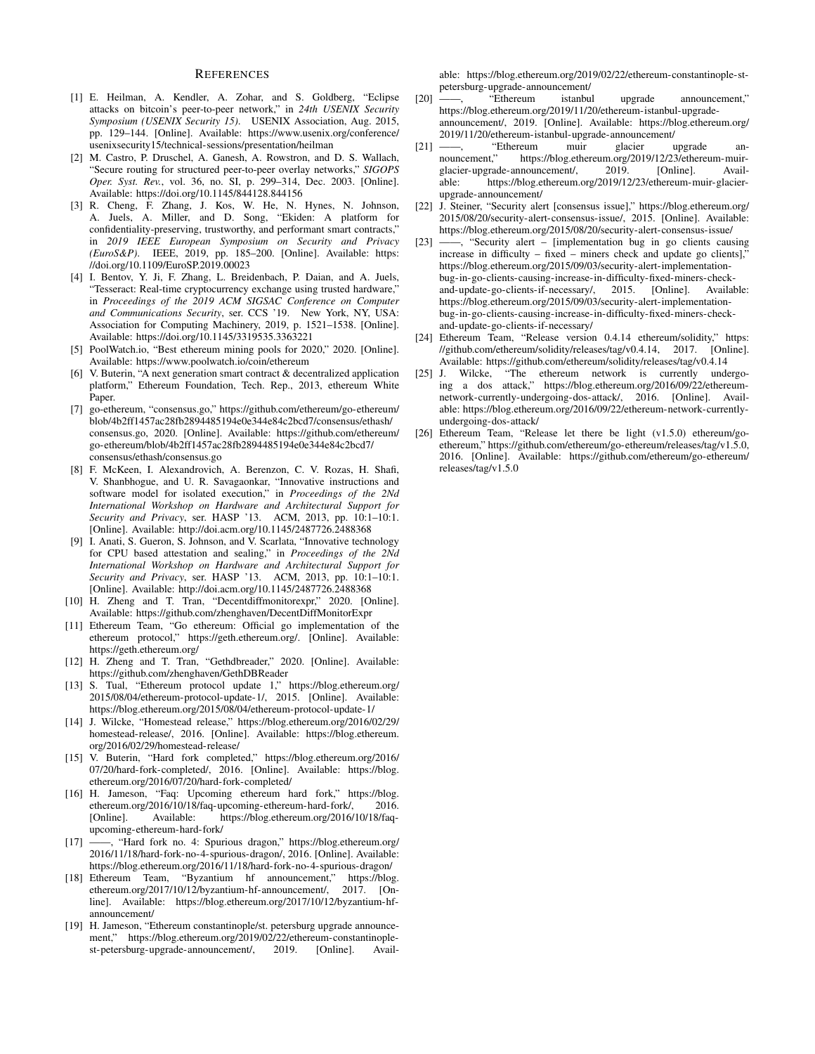## References

[1] E. Heilman, A. Kendler, A. Zohar, and S. Goldberg, "Eclipse attacks on bitcoin's peer-to-peer network," in *24th USENIX Security Symposium (USENIX Security 15)*. USENIX Association, Aug. 2015, pp. 129–144. [Online]. Available: https://www.usenix.org/conference/usenixsecurity15/technical-sessions/presentation/heilman

[2] M. Castro, P. Druschel, A. Ganesh, A. Rowstron, and D. S. Wallach, "Secure routing for structured peer-to-peer overlay networks," *SIGOPS Oper. Syst. Rev.*, vol. 36, no. SI, p. 299–314, Dec. 2003. [Online]. Available: https://doi.org/10.1145/844128.844156

[3] R. Cheng, F. Zhang, J. Kos, W. He, N. Hynes, N. Johnson, A. Juels, A. Miller, and D. Song, "Ekiden: A platform for confidentiality-preserving, trustworthy, and performant smart contracts," in *2019 IEEE European Symposium on Security and Privacy (EuroS&P)*. IEEE, 2019, pp. 185–200. [Online]. Available: https://doi.org/10.1109/EuroSP.2019.00023

[4] I. Bentov, Y. Ji, F. Zhang, L. Breidenbach, P. Daian, and A. Juels, "Tesseract: Real-time cryptocurrency exchange using trusted hardware," in *Proceedings of the 2019 ACM SIGSAC Conference on Computer and Communications Security*, ser. CCS '19. New York, NY, USA: Association for Computing Machinery, 2019, p. 1521–1538. [Online]. Available: https://doi.org/10.1145/3319535.3363221

[5] PoolWatch.io, "Best ethereum mining pools for 2020," 2020. [Online]. Available: https://www.poolwatch.io/coin/ethereum

[6] V. Buterin, "A next generation smart contract & decentralized application platform," Ethereum Foundation, Tech. Rep., 2013, ethereum White Paper.

[7] go-ethereum, "consensus.go," https://github.com/ethereum/go-ethereum/blob/4b2ff1457ac28fb2894485194e0e344e84c2bcd7/consensus/ethash/consensus.go, 2020. [Online]. Available: https://github.com/ethereum/go-ethereum/blob/4b2ff1457ac28fb2894485194e0e344e84c2bcd7/consensus/ethash/consensus.go

[8] F. McKeen, I. Alexandrovich, A. Berenzon, C. V. Rozas, H. Shafi, V. Shanbhogue, and U. R. Savagaonkar, "Innovative instructions and software model for isolated execution," in *Proceedings of the 2Nd International Workshop on Hardware and Architectural Support for Security and Privacy*, ser. HASP '13. ACM, 2013, pp. 10:1–10:1. [Online]. Available: http://doi.acm.org/10.1145/2487726.2488368

[9] I. Anati, S. Gueron, S. Johnson, and V. Scarlata, "Innovative technology for CPU based attestation and sealing," in *Proceedings of the 2Nd International Workshop on Hardware and Architectural Support for Security and Privacy*, ser. HASP '13. ACM, 2013, pp. 10:1–10:1. [Online]. Available: http://doi.acm.org/10.1145/2487726.2488368

[10] H. Zheng and T. Tran, "Decentdiffmonitorexpr," 2020. [Online]. Available: https://github.com/zhenghaven/DecentDiffMonitorExpr

[11] Ethereum Team, "Go ethereum: Official go implementation of the ethereum protocol," https://geth.ethereum.org/. [Online]. Available: https://geth.ethereum.org/

[12] H. Zheng and T. Tran, "Gethdbreader," 2020. [Online]. Available: https://github.com/zhenghaven/GethDBReader

[13] S. Tual, "Ethereum protocol update 1," https://blog.ethereum.org/2015/08/04/ethereum-protocol-update-1/, 2015. [Online]. Available: https://blog.ethereum.org/2015/08/04/ethereum-protocol-update-1/

[14] J. Wilcke, "Homestead release," https://blog.ethereum.org/2016/02/29/homestead-release/, 2016. [Online]. Available: https://blog.ethereum.org/2016/02/29/homestead-release/

[15] V. Buterin, "Hard fork completed," https://blog.ethereum.org/2016/07/20/hard-fork-completed/, 2016. [Online]. Available: https://blog.ethereum.org/2016/07/20/hard-fork-completed/

[16] H. Jameson, "Faq: Upcoming ethereum hard fork," https://blog.ethereum.org/2016/10/18/faq-upcoming-ethereum-hard-fork/, 2016. [Online]. Available: https://blog.ethereum.org/2016/10/18/faq-upcoming-ethereum-hard-fork/

[17] ——, "Hard fork no. 4: Spurious dragon," https://blog.ethereum.org/2016/11/18/hard-fork-no-4-spurious-dragon/, 2016. [Online]. Available: https://blog.ethereum.org/2016/11/18/hard-fork-no-4-spurious-dragon/

[18] Ethereum Team, "Byzantium hf announcement," https://blog.ethereum.org/2017/10/12/byzantium-hf-announcement/, 2017. [Online]. Available: https://blog.ethereum.org/2017/10/12/byzantium-hf-announcement/

[19] H. Jameson, "Ethereum constantinople/st. petersburg upgrade announcement," https://blog.ethereum.org/2019/02/22/ethereum-constantinople-st-petersburg-upgrade-announcement/, 2019. [Online]. Available: https://blog.ethereum.org/2019/02/22/ethereum-constantinople-st-petersburg-upgrade-announcement/

[20] ——, "Ethereum istanbul upgrade announcement," https://blog.ethereum.org/2019/11/20/ethereum-istanbul-upgrade-announcement/, 2019. [Online]. Available: https://blog.ethereum.org/2019/11/20/ethereum-istanbul-upgrade-announcement/

[21] ——, "Ethereum muir glacier upgrade announcement," https://blog.ethereum.org/2019/12/23/ethereum-muir-glacier-upgrade-announcement/, 2019. [Online]. Available: https://blog.ethereum.org/2019/12/23/ethereum-muir-glacier-upgrade-announcement/

[22] J. Steiner, "Security alert [consensus issue]," https://blog.ethereum.org/2015/08/20/security-alert-consensus-issue/, 2015. [Online]. Available: https://blog.ethereum.org/2015/08/20/security-alert-consensus-issue/

[23] ——, "Security alert – [implementation bug in go clients causing increase in difficulty – fixed – miners check and update go clients]," https://blog.ethereum.org/2015/09/03/security-alert-implementation-bug-in-go-clients-causing-increase-in-difficulty-fixed-miners-check-and-update-go-clients-if-necessary/, 2015. [Online]. Available: https://blog.ethereum.org/2015/09/03/security-alert-implementation-bug-in-go-clients-causing-increase-in-difficulty-fixed-miners-check-and-update-go-clients-if-necessary/

[24] Ethereum Team, "Release version 0.4.14 ethereum/solidity," https://github.com/ethereum/solidity/releases/tag/v0.4.14, 2017. [Online]. Available: https://github.com/ethereum/solidity/releases/tag/v0.4.14

[25] J. Wilcke, "The ethereum network is currently undergoing a dos attack," https://blog.ethereum.org/2016/09/22/ethereum-network-currently-undergoing-dos-attack/, 2016. [Online]. Available: https://blog.ethereum.org/2016/09/22/ethereum-network-currently-undergoing-dos-attack/

[26] Ethereum Team, "Release let there be light (v1.5.0) ethereum/go-ethereum," https://github.com/ethereum/go-ethereum/releases/tag/v1.5.0, 2016. [Online]. Available: https://github.com/ethereum/go-ethereum/releases/tag/v1.5.0